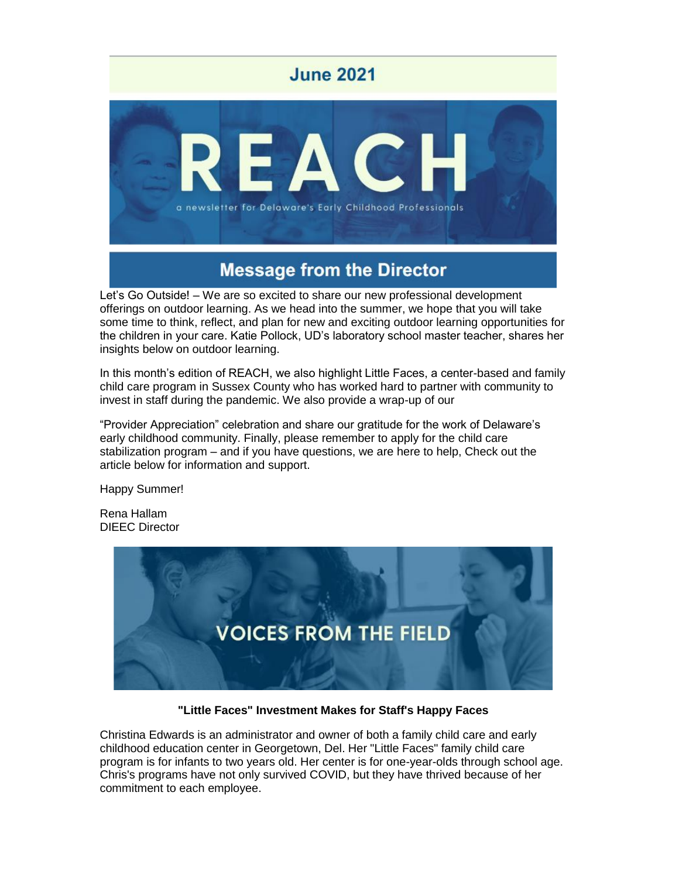# June 2021

# REACH

a newsletter for Delaware's Early Childhood Professionals

## Message from the Director

Let's Go Outside! – We are so excited to share our new professional development offerings on outdoor learning. As we head into the summer, we hope that you will take some time to think, reflect, and plan for new and exciting outdoor learning opportunities for the children in your care. Katie Pollock, UD's laboratory school master teacher, shares her insights below on outdoor learning.

In this month's edition of REACH, we also highlight Little Faces, a center-based and family child care program in Sussex County who has worked hard to partner with community to invest in staff during the pandemic. We also provide a wrap-up of our

"Provider Appreciation" celebration and share our gratitude for the work of Delaware's early childhood community. Finally, please remember to apply for the child care stabilization program – and if you have questions, we are here to help, Check out the article below for information and support.

Happy Summer!

Rena Hallam
DIEEC Director

## VOICES FROM THE FIELD

**"Little Faces" Investment Makes for Staff's Happy Faces**

Christina Edwards is an administrator and owner of both a family child care and early childhood education center in Georgetown, Del. Her "Little Faces" family child care program is for infants to two years old. Her center is for one-year-olds through school age. Chris's programs have not only survived COVID, but they have thrived because of her commitment to each employee.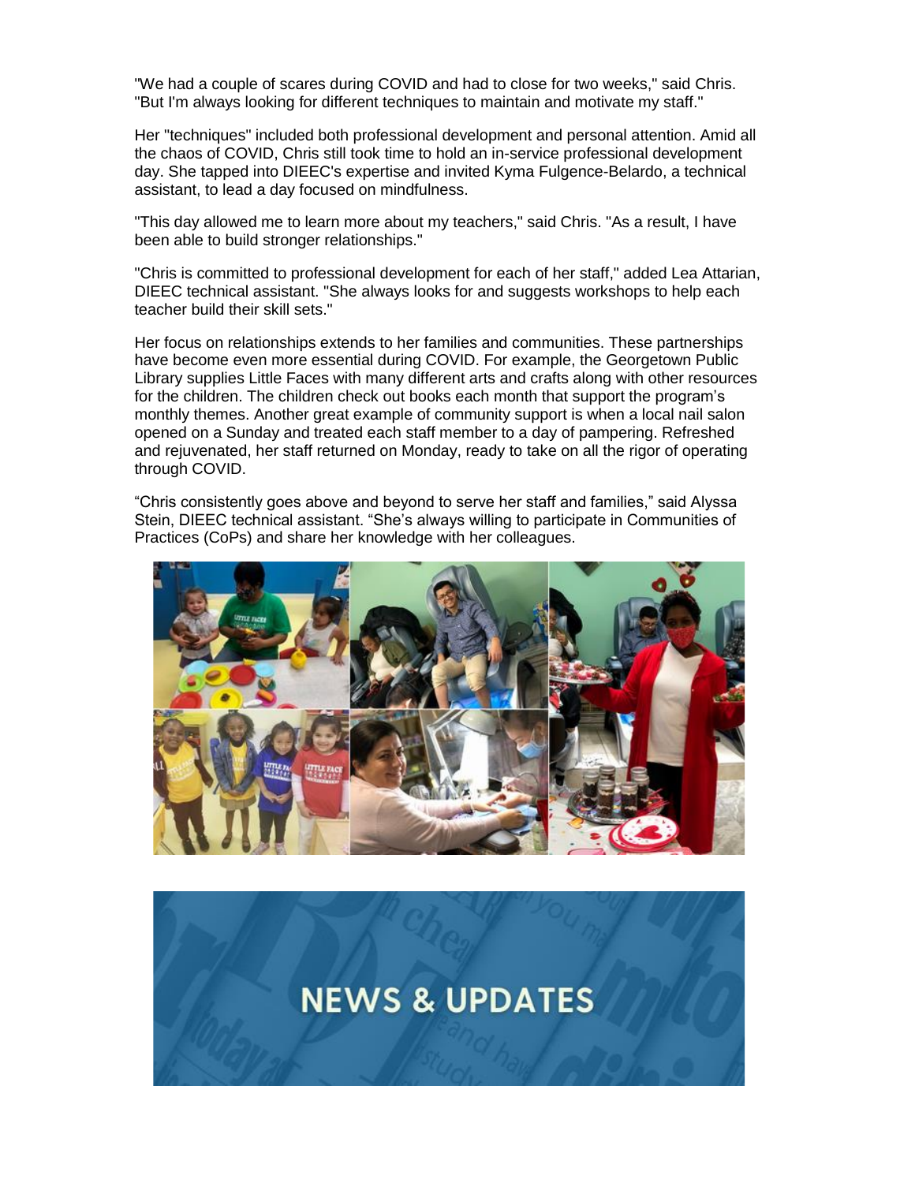"We had a couple of scares during COVID and had to close for two weeks," said Chris. "But I'm always looking for different techniques to maintain and motivate my staff."

Her "techniques" included both professional development and personal attention. Amid all the chaos of COVID, Chris still took time to hold an in-service professional development day. She tapped into DIEEC's expertise and invited Kyma Fulgence-Belardo, a technical assistant, to lead a day focused on mindfulness.

"This day allowed me to learn more about my teachers," said Chris. "As a result, I have been able to build stronger relationships."

"Chris is committed to professional development for each of her staff," added Lea Attarian, DIEEC technical assistant. "She always looks for and suggests workshops to help each teacher build their skill sets."

Her focus on relationships extends to her families and communities. These partnerships have become even more essential during COVID. For example, the Georgetown Public Library supplies Little Faces with many different arts and crafts along with other resources for the children. The children check out books each month that support the program's monthly themes. Another great example of community support is when a local nail salon opened on a Sunday and treated each staff member to a day of pampering. Refreshed and rejuvenated, her staff returned on Monday, ready to take on all the rigor of operating through COVID.

"Chris consistently goes above and beyond to serve her staff and families," said Alyssa Stein, DIEEC technical assistant. "She's always willing to participate in Communities of Practices (CoPs) and share her knowledge with her colleagues.

## NEWS & UPDATES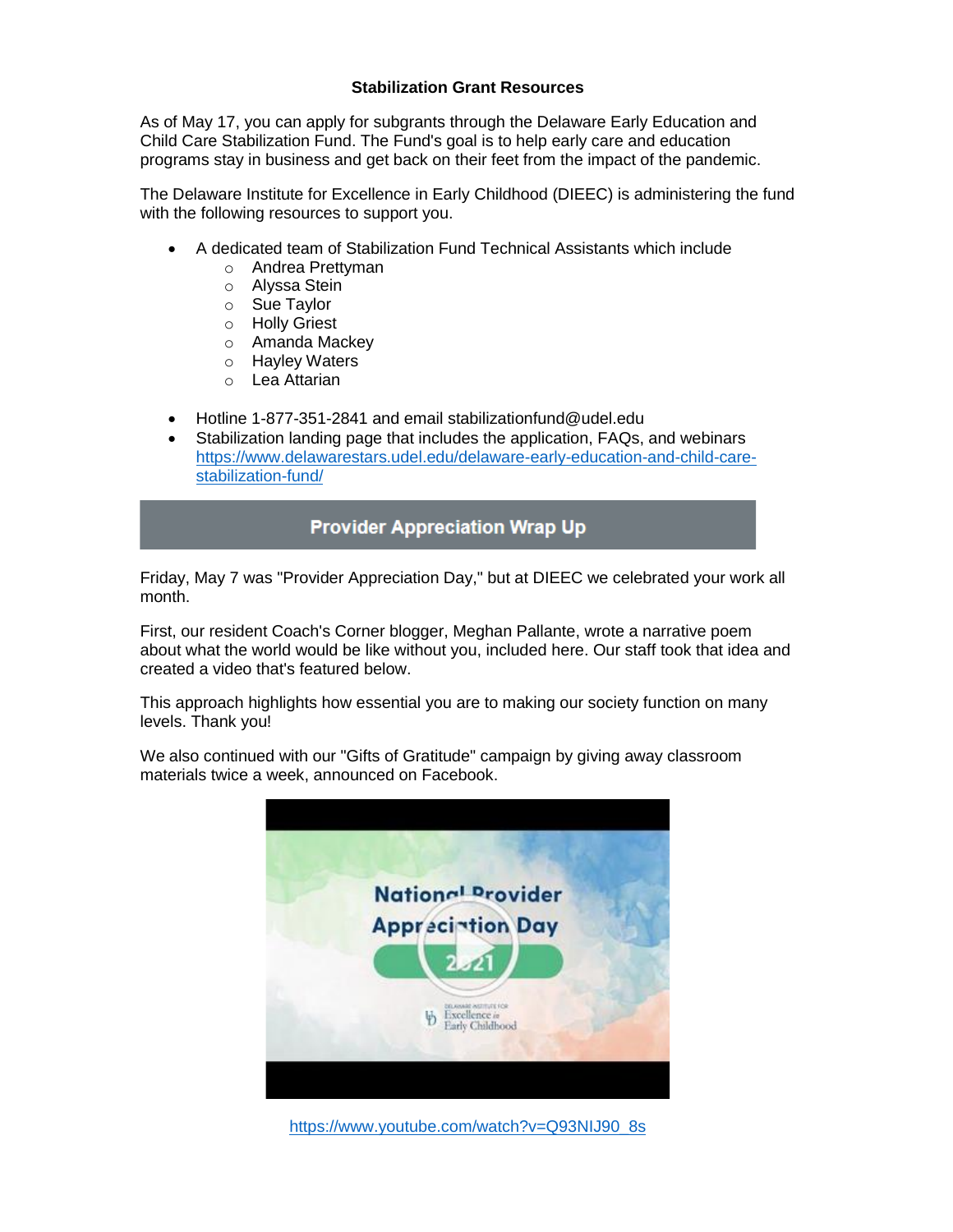**Stabilization Grant Resources**

As of May 17, you can apply for subgrants through the Delaware Early Education and Child Care Stabilization Fund. The Fund's goal is to help early care and education programs stay in business and get back on their feet from the impact of the pandemic.

The Delaware Institute for Excellence in Early Childhood (DIEEC) is administering the fund with the following resources to support you.

- A dedicated team of Stabilization Fund Technical Assistants which include
  - Andrea Prettyman
  - Alyssa Stein
  - Sue Taylor
  - Holly Griest
  - Amanda Mackey
  - Hayley Waters
  - Lea Attarian
- Hotline 1-877-351-2841 and email stabilizationfund@udel.edu
- Stabilization landing page that includes the application, FAQs, and webinars https://www.delawarestars.udel.edu/delaware-early-education-and-child-care-stabilization-fund/

## Provider Appreciation Wrap Up

Friday, May 7 was "Provider Appreciation Day," but at DIEEC we celebrated your work all month.

First, our resident Coach's Corner blogger, Meghan Pallante, wrote a narrative poem about what the world would be like without you, included here. Our staff took that idea and created a video that's featured below.

This approach highlights how essential you are to making our society function on many levels. Thank you!

We also continued with our "Gifts of Gratitude" campaign by giving away classroom materials twice a week, announced on Facebook.

https://www.youtube.com/watch?v=Q93NIJ90_8s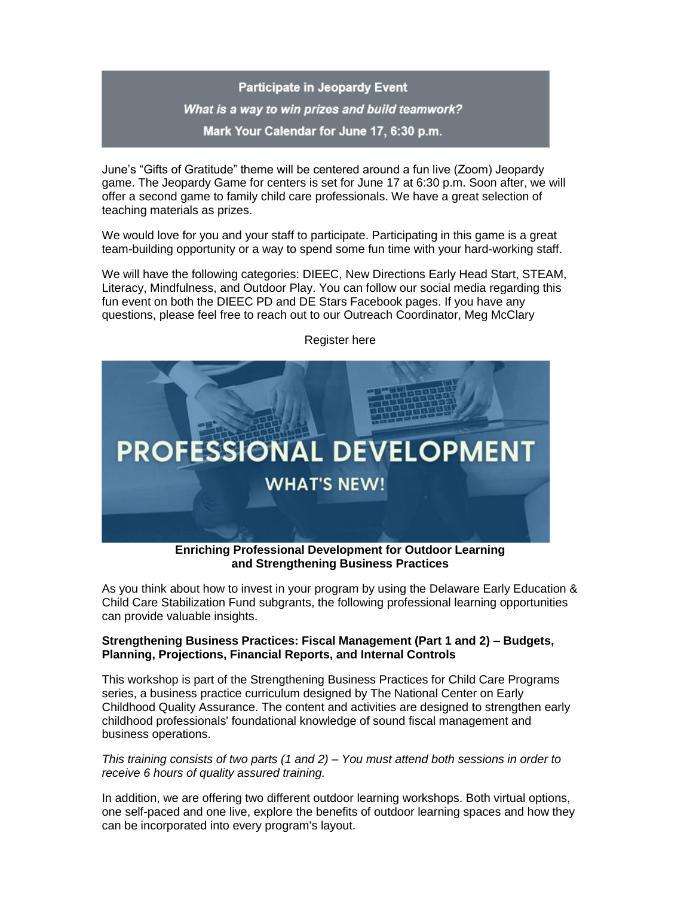**Participate in Jeopardy Event**

***What is a way to win prizes and build teamwork?***

**Mark Your Calendar for June 17, 6:30 p.m.**

June's "Gifts of Gratitude" theme will be centered around a fun live (Zoom) Jeopardy game. The Jeopardy Game for centers is set for June 17 at 6:30 p.m. Soon after, we will offer a second game to family child care professionals. We have a great selection of teaching materials as prizes.

We would love for you and your staff to participate. Participating in this game is a great team-building opportunity or a way to spend some fun time with your hard-working staff.

We will have the following categories: DIEEC, New Directions Early Head Start, STEAM, Literacy, Mindfulness, and Outdoor Play. You can follow our social media regarding this fun event on both the DIEEC PD and DE Stars Facebook pages. If you have any questions, please feel free to reach out to our Outreach Coordinator, Meg McClary

Register here

PROFESSIONAL DEVELOPMENT

WHAT'S NEW!

**Enriching Professional Development for Outdoor Learning and Strengthening Business Practices**

As you think about how to invest in your program by using the Delaware Early Education & Child Care Stabilization Fund subgrants, the following professional learning opportunities can provide valuable insights.

**Strengthening Business Practices: Fiscal Management (Part 1 and 2) – Budgets, Planning, Projections, Financial Reports, and Internal Controls**

This workshop is part of the Strengthening Business Practices for Child Care Programs series, a business practice curriculum designed by The National Center on Early Childhood Quality Assurance. The content and activities are designed to strengthen early childhood professionals' foundational knowledge of sound fiscal management and business operations.

*This training consists of two parts (1 and 2) – You must attend both sessions in order to receive 6 hours of quality assured training.*

In addition, we are offering two different outdoor learning workshops. Both virtual options, one self-paced and one live, explore the benefits of outdoor learning spaces and how they can be incorporated into every program's layout.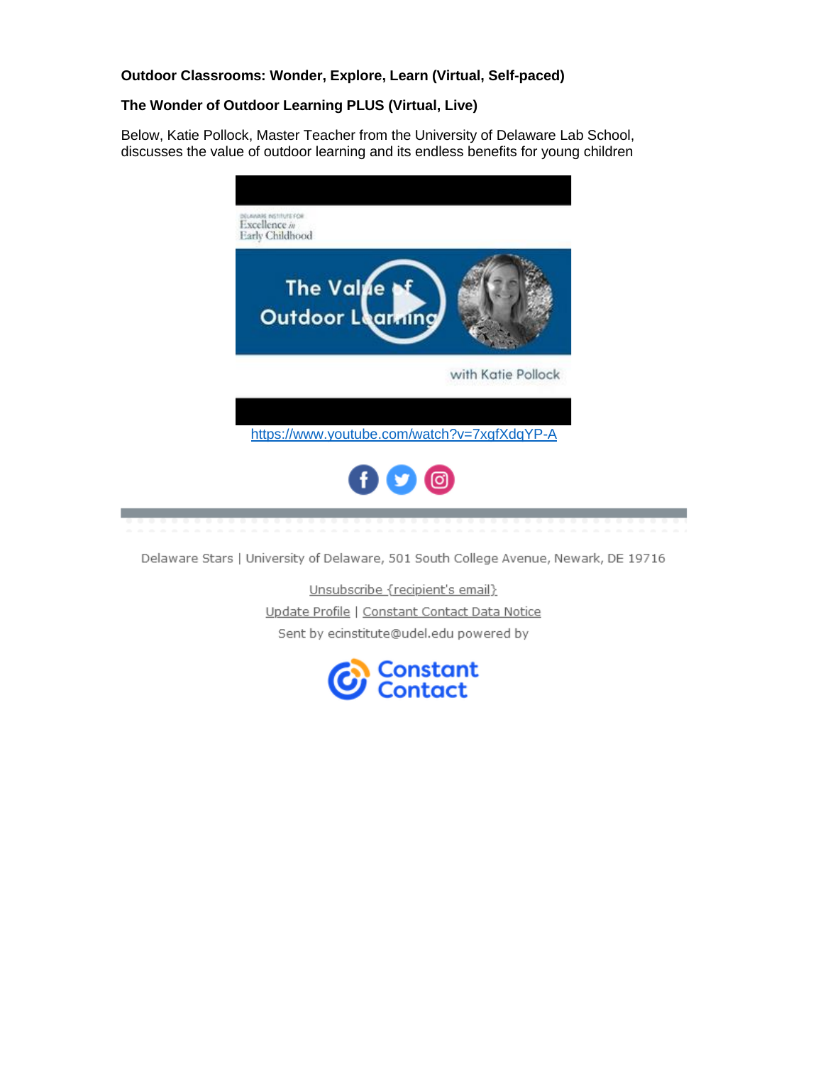**Outdoor Classrooms: Wonder, Explore, Learn (Virtual, Self-paced)**

**The Wonder of Outdoor Learning PLUS (Virtual, Live)**

Below, Katie Pollock, Master Teacher from the University of Delaware Lab School, discusses the value of outdoor learning and its endless benefits for young children

https://www.youtube.com/watch?v=7xqfXdqYP-A

Delaware Stars | University of Delaware, 501 South College Avenue, Newark, DE 19716

Unsubscribe {recipient's email}

Update Profile | Constant Contact Data Notice

Sent by ecinstitute@udel.edu powered by

Constant Contact